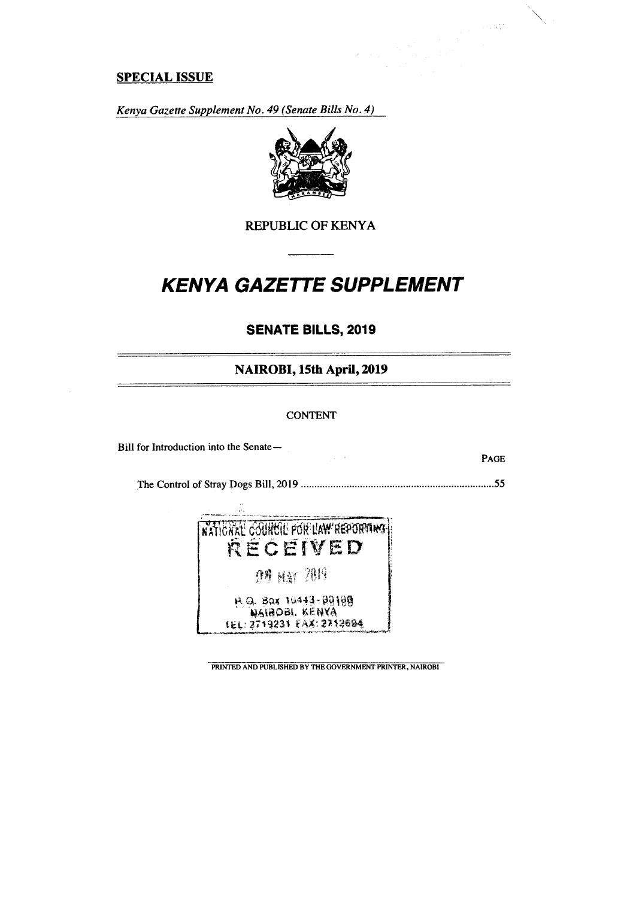**SPECIAL ISSUE**

*Kenya Gazette Supplement No. 49 (Senate Bills No. 4)*

REPUBLIC OF KENYA

# *KENYA GAZETTE SUPPLEMENT*

## SENATE BILLS, 2019

## NAIROBI, 15th April, 2019

CONTENT

Bill for Introduction into the Senate—

PAGE

The Control of Stray Dogs Bill, 2019 ........................................................................55

NATIONAL COUNCIL FOR LAW REPORTING
RECEIVED
08 MAY 2019
P.O. Box 10443-00100
NAIROBI, KENYA
TEL: 2719231 FAX: 2712694

PRINTED AND PUBLISHED BY THE GOVERNMENT PRINTER, NAIROBI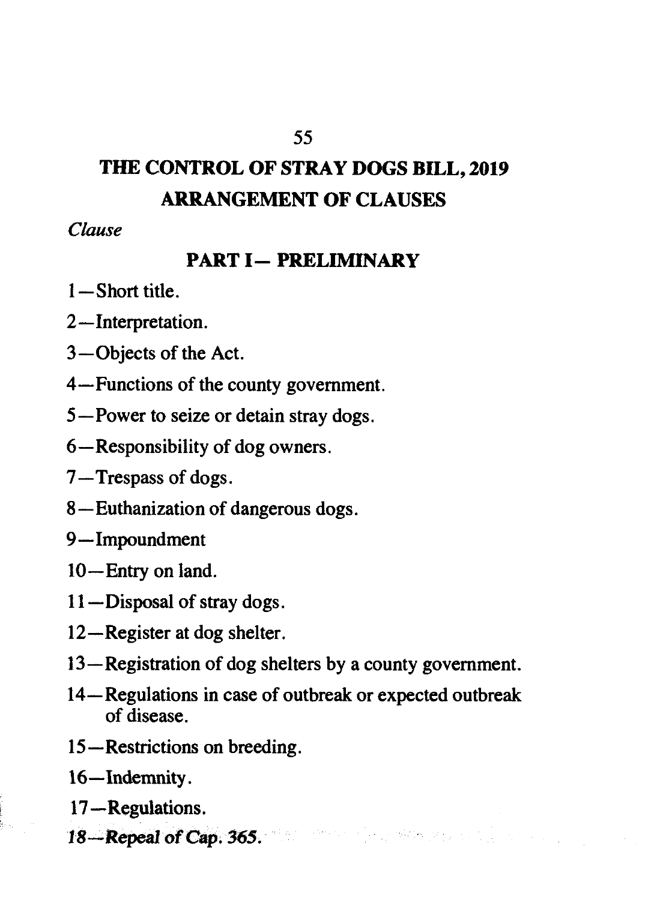# THE CONTROL OF STRAY DOGS BILL, 2019

## ARRANGEMENT OF CLAUSES

*Clause*

### PART I— PRELIMINARY

1—Short title.

2—Interpretation.

3—Objects of the Act.

4—Functions of the county government.

5—Power to seize or detain stray dogs.

6—Responsibility of dog owners.

7—Trespass of dogs.

8—Euthanization of dangerous dogs.

9—Impoundment

10—Entry on land.

11—Disposal of stray dogs.

12—Register at dog shelter.

13—Registration of dog shelters by a county government.

14—Regulations in case of outbreak or expected outbreak of disease.

15—Restrictions on breeding.

16—Indemnity.

17—Regulations.

*18—Repeal of Cap. 365.*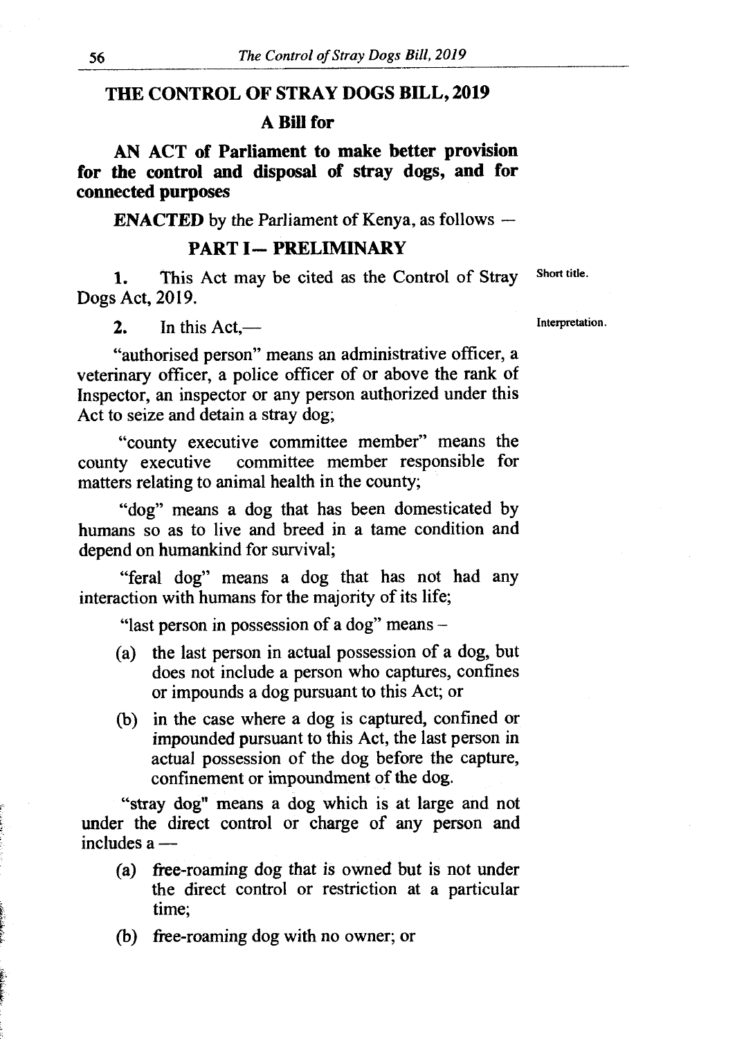# THE CONTROL OF STRAY DOGS BILL, 2019

## A Bill for

**AN ACT of Parliament to make better provision for the control and disposal of stray dogs, and for connected purposes**

**ENACTED** by the Parliament of Kenya, as follows —

## PART I— PRELIMINARY

Short title.

**1.** This Act may be cited as the Control of Stray Dogs Act, 2019.

Interpretation.

**2.** In this Act,—

"authorised person" means an administrative officer, a veterinary officer, a police officer of or above the rank of Inspector, an inspector or any person authorized under this Act to seize and detain a stray dog;

"county executive committee member" means the county executive committee member responsible for matters relating to animal health in the county;

"dog" means a dog that has been domesticated by humans so as to live and breed in a tame condition and depend on humankind for survival;

"feral dog" means a dog that has not had any interaction with humans for the majority of its life;

"last person in possession of a dog" means –

- (a) the last person in actual possession of a dog, but does not include a person who captures, confines or impounds a dog pursuant to this Act; or
- (b) in the case where a dog is captured, confined or impounded pursuant to this Act, the last person in actual possession of the dog before the capture, confinement or impoundment of the dog.

"stray dog" means a dog which is at large and not under the direct control or charge of any person and includes a —

- (a) free-roaming dog that is owned but is not under the direct control or restriction at a particular time;
- (b) free-roaming dog with no owner; or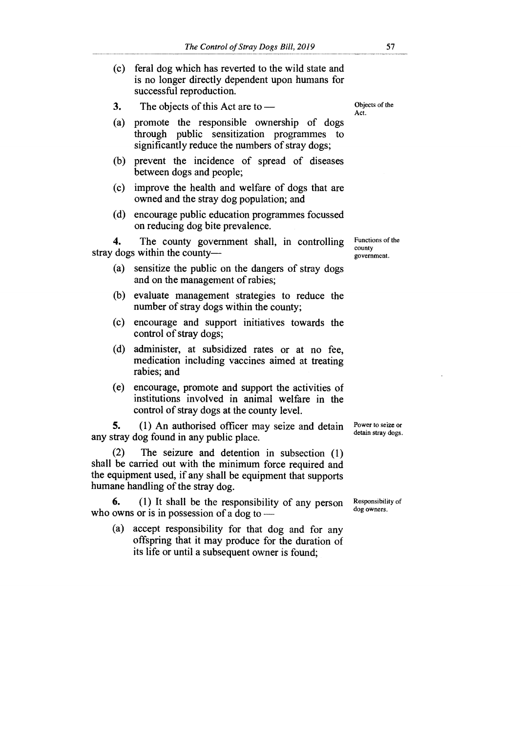(c) feral dog which has reverted to the wild state and is no longer directly dependent upon humans for successful reproduction.

**Objects of the Act.**

**3.** The objects of this Act are to —

(a) promote the responsible ownership of dogs through public sensitization programmes to significantly reduce the numbers of stray dogs;

(b) prevent the incidence of spread of diseases between dogs and people;

(c) improve the health and welfare of dogs that are owned and the stray dog population; and

(d) encourage public education programmes focussed on reducing dog bite prevalence.

**Functions of the county government.**

**4.** The county government shall, in controlling stray dogs within the county—

(a) sensitize the public on the dangers of stray dogs and on the management of rabies;

(b) evaluate management strategies to reduce the number of stray dogs within the county;

(c) encourage and support initiatives towards the control of stray dogs;

(d) administer, at subsidized rates or at no fee, medication including vaccines aimed at treating rabies; and

(e) encourage, promote and support the activities of institutions involved in animal welfare in the control of stray dogs at the county level.

**Power to seize or detain stray dogs.**

**5.** (1) An authorised officer may seize and detain any stray dog found in any public place.

(2) The seizure and detention in subsection (1) shall be carried out with the minimum force required and the equipment used, if any shall be equipment that supports humane handling of the stray dog.

**Responsibility of dog owners.**

**6.** (1) It shall be the responsibility of any person who owns or is in possession of a dog to —

(a) accept responsibility for that dog and for any offspring that it may produce for the duration of its life or until a subsequent owner is found;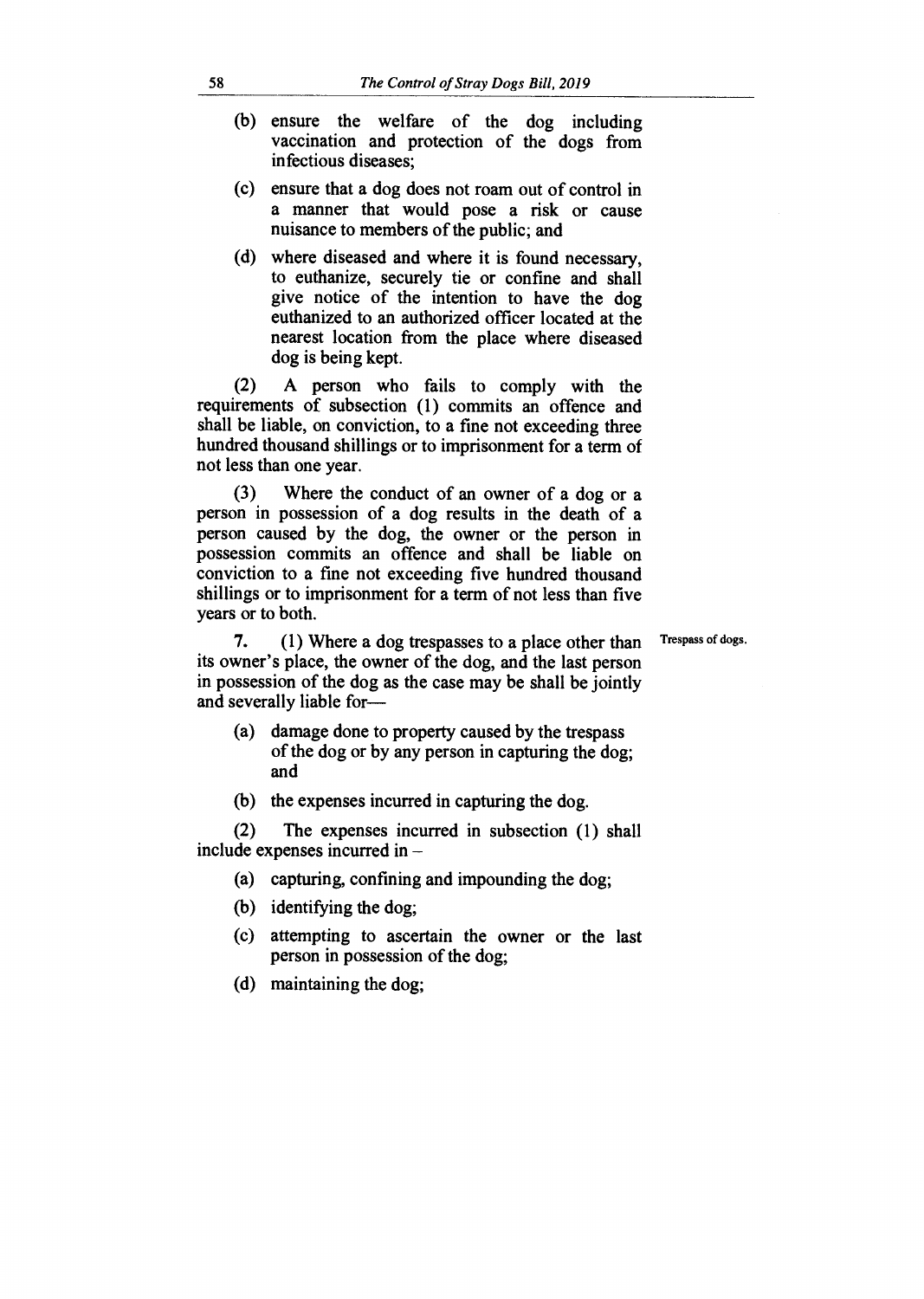(b) ensure the welfare of the dog including vaccination and protection of the dogs from infectious diseases;

(c) ensure that a dog does not roam out of control in a manner that would pose a risk or cause nuisance to members of the public; and

(d) where diseased and where it is found necessary, to euthanize, securely tie or confine and shall give notice of the intention to have the dog euthanized to an authorized officer located at the nearest location from the place where diseased dog is being kept.

(2) A person who fails to comply with the requirements of subsection (1) commits an offence and shall be liable, on conviction, to a fine not exceeding three hundred thousand shillings or to imprisonment for a term of not less than one year.

(3) Where the conduct of an owner of a dog or a person in possession of a dog results in the death of a person caused by the dog, the owner or the person in possession commits an offence and shall be liable on conviction to a fine not exceeding five hundred thousand shillings or to imprisonment for a term of not less than five years or to both.

Trespass of dogs.

**7.** (1) Where a dog trespasses to a place other than its owner's place, the owner of the dog, and the last person in possession of the dog as the case may be shall be jointly and severally liable for—

(a) damage done to property caused by the trespass of the dog or by any person in capturing the dog; and

(b) the expenses incurred in capturing the dog.

(2) The expenses incurred in subsection (1) shall include expenses incurred in –

(a) capturing, confining and impounding the dog;

(b) identifying the dog;

(c) attempting to ascertain the owner or the last person in possession of the dog;

(d) maintaining the dog;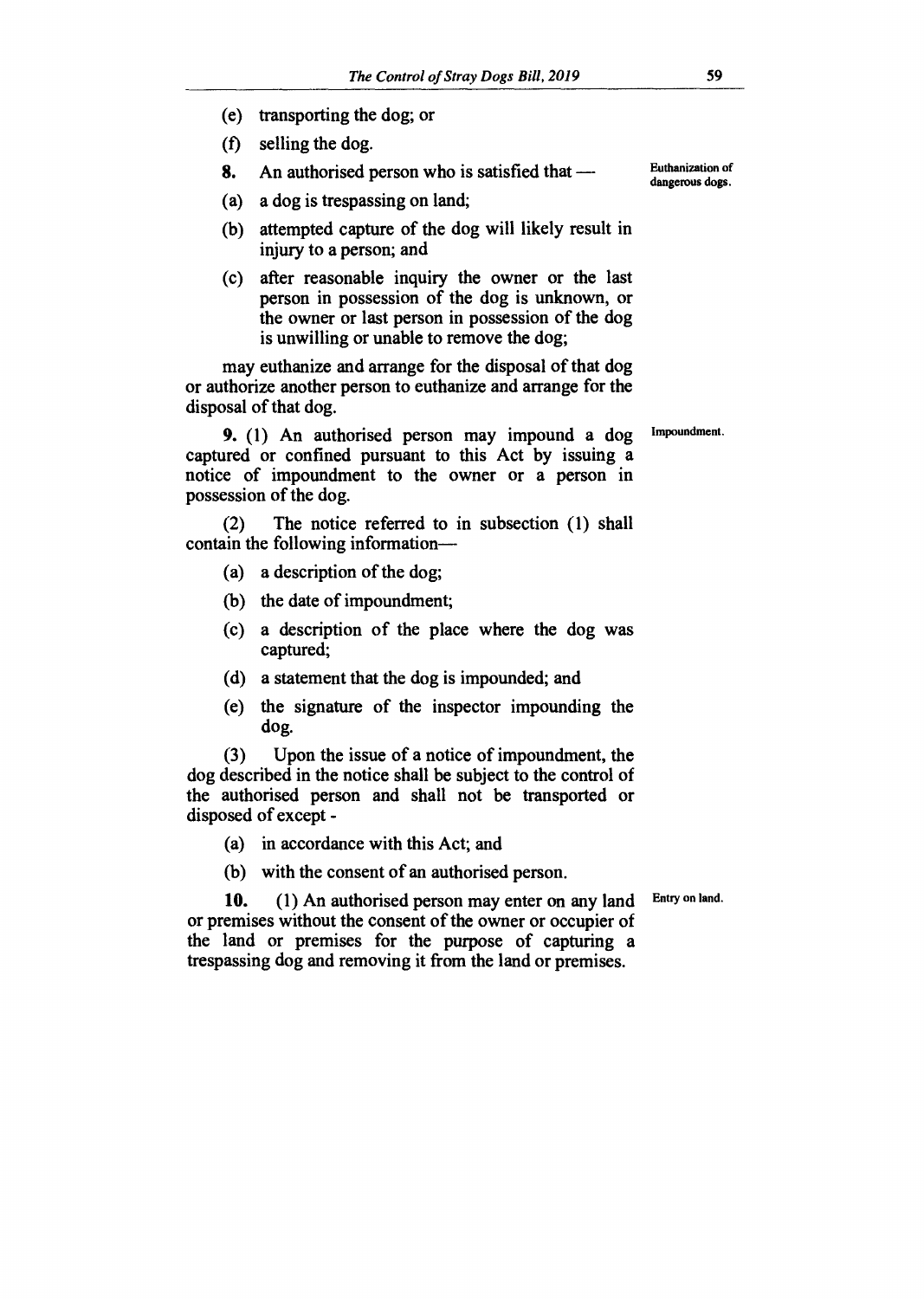(e) transporting the dog; or

(f) selling the dog.

**8.** An authorised person who is satisfied that —

Euthanization of dangerous dogs.

(a) a dog is trespassing on land;

(b) attempted capture of the dog will likely result in injury to a person; and

(c) after reasonable inquiry the owner or the last person in possession of the dog is unknown, or the owner or last person in possession of the dog is unwilling or unable to remove the dog;

may euthanize and arrange for the disposal of that dog or authorize another person to euthanize and arrange for the disposal of that dog.

Impoundment.

**9.** (1) An authorised person may impound a dog captured or confined pursuant to this Act by issuing a notice of impoundment to the owner or a person in possession of the dog.

(2) The notice referred to in subsection (1) shall contain the following information—

(a) a description of the dog;

(b) the date of impoundment;

(c) a description of the place where the dog was captured;

(d) a statement that the dog is impounded; and

(e) the signature of the inspector impounding the dog.

(3) Upon the issue of a notice of impoundment, the dog described in the notice shall be subject to the control of the authorised person and shall not be transported or disposed of except -

(a) in accordance with this Act; and

(b) with the consent of an authorised person.

Entry on land.

**10.** (1) An authorised person may enter on any land or premises without the consent of the owner or occupier of the land or premises for the purpose of capturing a trespassing dog and removing it from the land or premises.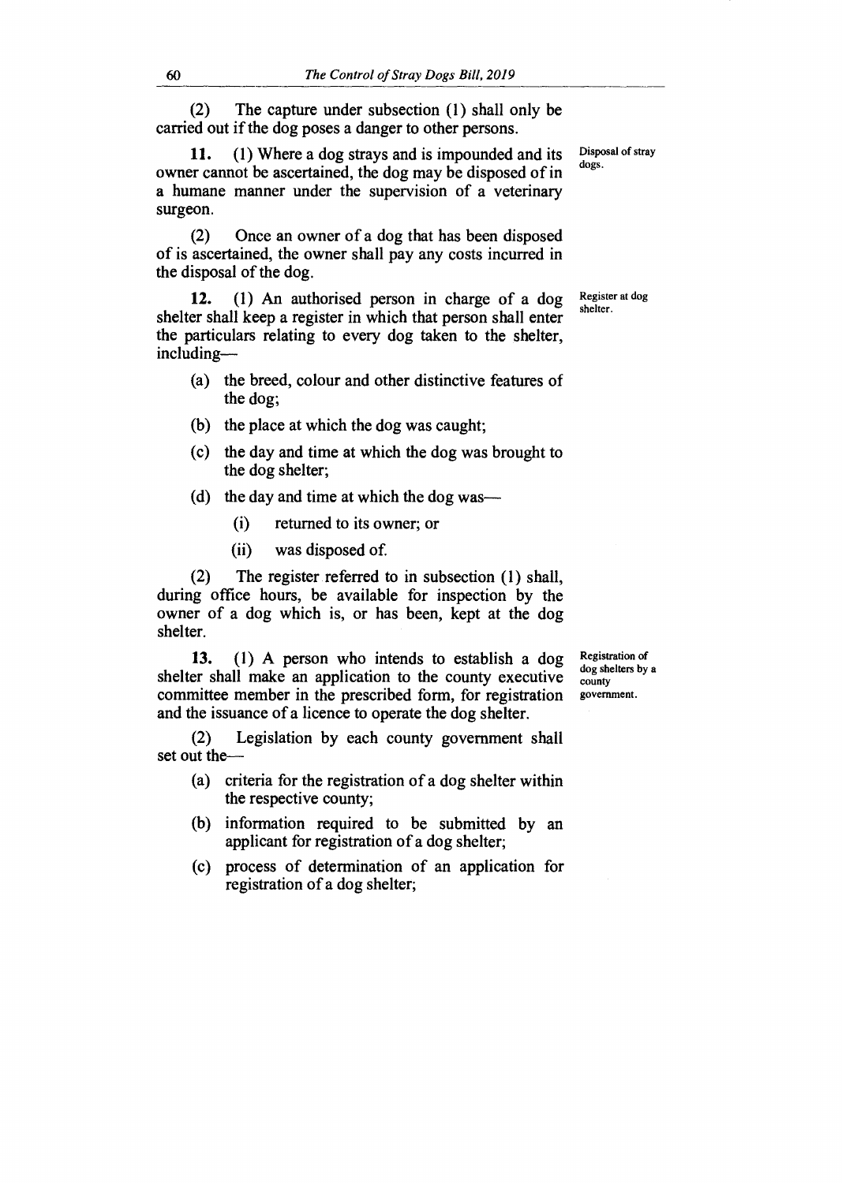(2) The capture under subsection (1) shall only be carried out if the dog poses a danger to other persons.

**Disposal of stray dogs.**

**11.** (1) Where a dog strays and is impounded and its owner cannot be ascertained, the dog may be disposed of in a humane manner under the supervision of a veterinary surgeon.

(2) Once an owner of a dog that has been disposed of is ascertained, the owner shall pay any costs incurred in the disposal of the dog.

**Register at dog shelter.**

**12.** (1) An authorised person in charge of a dog shelter shall keep a register in which that person shall enter the particulars relating to every dog taken to the shelter, including—

- (a) the breed, colour and other distinctive features of the dog;
- (b) the place at which the dog was caught;
- (c) the day and time at which the dog was brought to the dog shelter;
- (d) the day and time at which the dog was—
  - (i) returned to its owner; or
  - (ii) was disposed of.

(2) The register referred to in subsection (1) shall, during office hours, be available for inspection by the owner of a dog which is, or has been, kept at the dog shelter.

**Registration of dog shelters by a county government.**

**13.** (1) A person who intends to establish a dog shelter shall make an application to the county executive committee member in the prescribed form, for registration and the issuance of a licence to operate the dog shelter.

(2) Legislation by each county government shall set out the—

- (a) criteria for the registration of a dog shelter within the respective county;
- (b) information required to be submitted by an applicant for registration of a dog shelter;
- (c) process of determination of an application for registration of a dog shelter;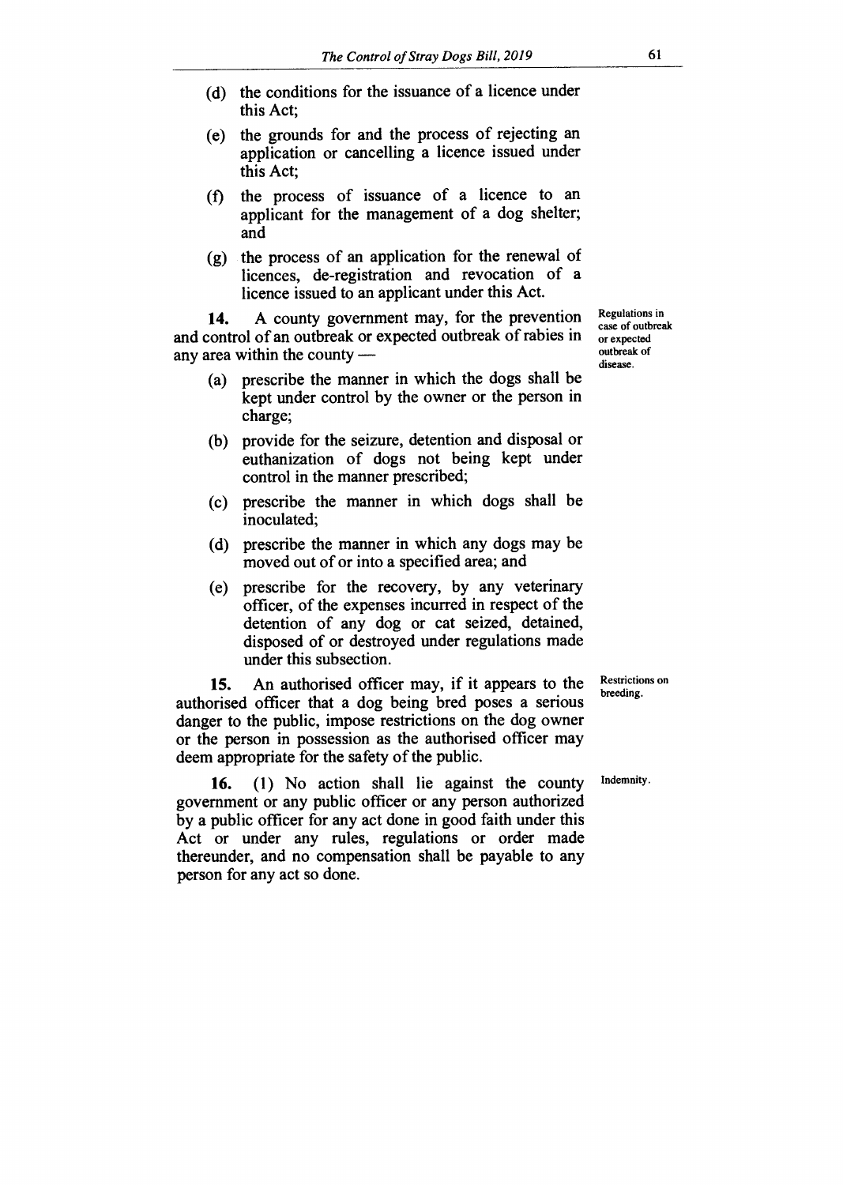(d) the conditions for the issuance of a licence under this Act;

(e) the grounds for and the process of rejecting an application or cancelling a licence issued under this Act;

(f) the process of issuance of a licence to an applicant for the management of a dog shelter; and

(g) the process of an application for the renewal of licences, de-registration and revocation of a licence issued to an applicant under this Act.

**Regulations in case of outbreak or expected outbreak of disease.**

**14.** A county government may, for the prevention and control of an outbreak or expected outbreak of rabies in any area within the county —

(a) prescribe the manner in which the dogs shall be kept under control by the owner or the person in charge;

(b) provide for the seizure, detention and disposal or euthanization of dogs not being kept under control in the manner prescribed;

(c) prescribe the manner in which dogs shall be inoculated;

(d) prescribe the manner in which any dogs may be moved out of or into a specified area; and

(e) prescribe for the recovery, by any veterinary officer, of the expenses incurred in respect of the detention of any dog or cat seized, detained, disposed of or destroyed under regulations made under this subsection.

**Restrictions on breeding.**

**15.** An authorised officer may, if it appears to the authorised officer that a dog being bred poses a serious danger to the public, impose restrictions on the dog owner or the person in possession as the authorised officer may deem appropriate for the safety of the public.

**Indemnity.**

**16.** (1) No action shall lie against the county government or any public officer or any person authorized by a public officer for any act done in good faith under this Act or under any rules, regulations or order made thereunder, and no compensation shall be payable to any person for any act so done.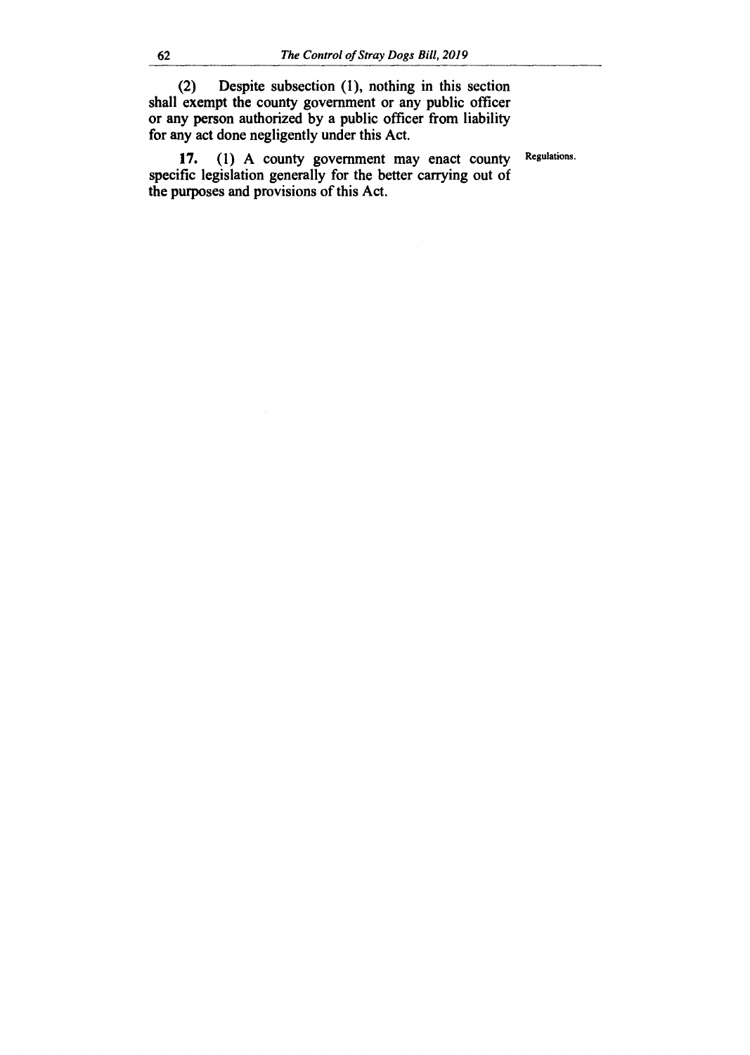(2) Despite subsection (1), nothing in this section shall exempt the county government or any public officer or any person authorized by a public officer from liability for any act done negligently under this Act.

Regulations.

**17.** (1) A county government may enact county specific legislation generally for the better carrying out of the purposes and provisions of this Act.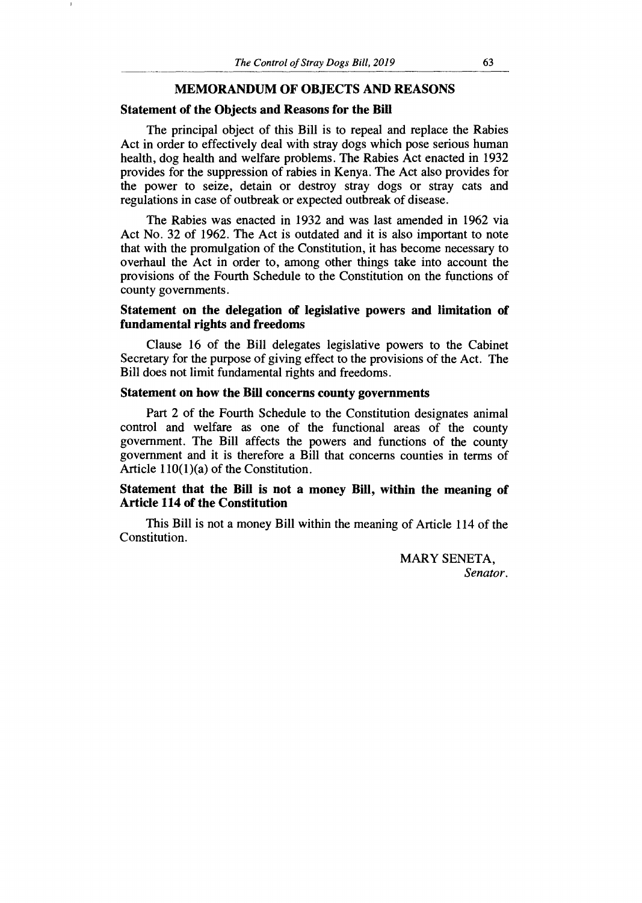## MEMORANDUM OF OBJECTS AND REASONS

### Statement of the Objects and Reasons for the Bill

The principal object of this Bill is to repeal and replace the Rabies Act in order to effectively deal with stray dogs which pose serious human health, dog health and welfare problems. The Rabies Act enacted in 1932 provides for the suppression of rabies in Kenya. The Act also provides for the power to seize, detain or destroy stray dogs or stray cats and regulations in case of outbreak or expected outbreak of disease.

The Rabies was enacted in 1932 and was last amended in 1962 via Act No. 32 of 1962. The Act is outdated and it is also important to note that with the promulgation of the Constitution, it has become necessary to overhaul the Act in order to, among other things take into account the provisions of the Fourth Schedule to the Constitution on the functions of county governments.

### Statement on the delegation of legislative powers and limitation of fundamental rights and freedoms

Clause 16 of the Bill delegates legislative powers to the Cabinet Secretary for the purpose of giving effect to the provisions of the Act. The Bill does not limit fundamental rights and freedoms.

### Statement on how the Bill concerns county governments

Part 2 of the Fourth Schedule to the Constitution designates animal control and welfare as one of the functional areas of the county government. The Bill affects the powers and functions of the county government and it is therefore a Bill that concerns counties in terms of Article 110(1)(a) of the Constitution.

### Statement that the Bill is not a money Bill, within the meaning of Article 114 of the Constitution

This Bill is not a money Bill within the meaning of Article 114 of the Constitution.

MARY SENETA,
*Senator*.